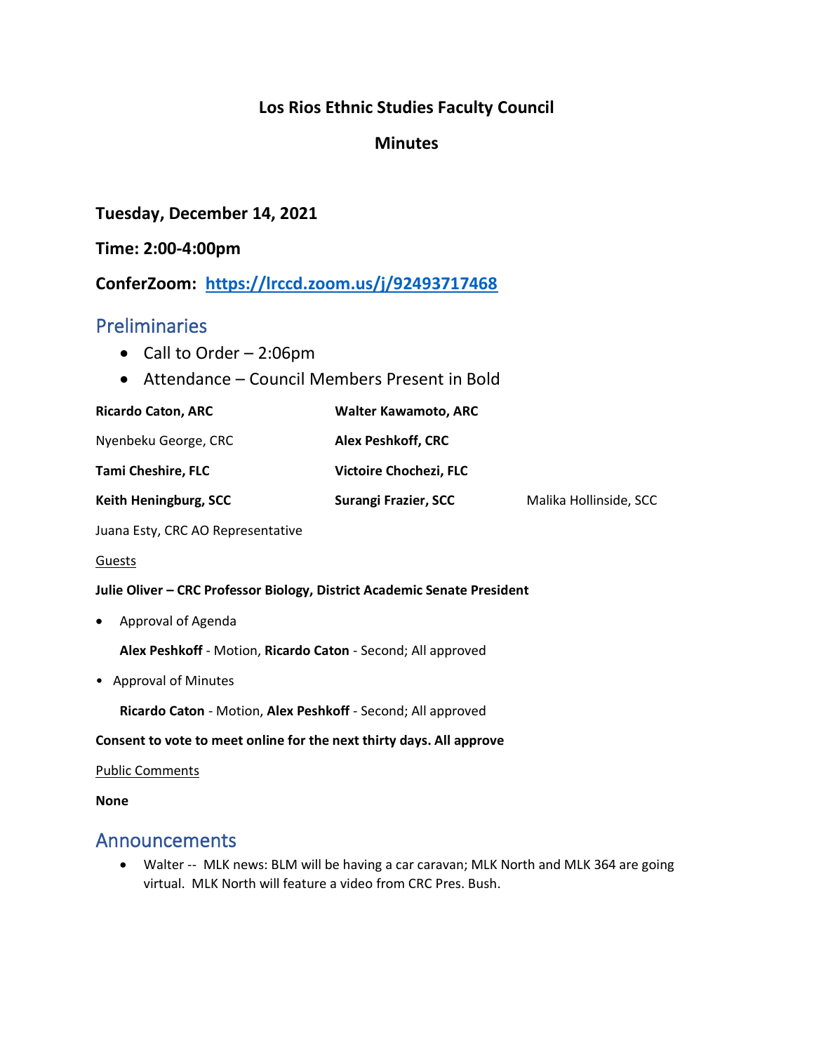**Los Rios Ethnic Studies Faculty Council**

**Minutes**

**Tuesday, December 14, 2021**

**Time: 2:00-4:00pm**

**ConferZoom: [https://lrccd.zoom.us/j/92493717468](https://lrccd.zoom.us/j/92493717468)**

## Preliminaries

- Call to Order – 2:06pm
- Attendance – Council Members Present in Bold

| | | |
|---|---|---|
| **Ricardo Caton, ARC** | **Walter Kawamoto, ARC** | |
| Nyenbeku George, CRC | **Alex Peshkoff, CRC** | |
| **Tami Cheshire, FLC** | **Victoire Chochezi, FLC** | |
| **Keith Heningburg, SCC** | **Surangi Frazier, SCC** | Malika Hollinside, SCC |
| Juana Esty, CRC AO Representative | | |

Guests

**Julie Oliver – CRC Professor Biology, District Academic Senate President**

- Approval of Agenda

  **Alex Peshkoff** - Motion, **Ricardo Caton** - Second; All approved

- Approval of Minutes

  **Ricardo Caton** - Motion, **Alex Peshkoff** - Second; All approved

**Consent to vote to meet online for the next thirty days. All approve**

Public Comments

**None**

## Announcements

- Walter -- MLK news: BLM will be having a car caravan; MLK North and MLK 364 are going virtual. MLK North will feature a video from CRC Pres. Bush.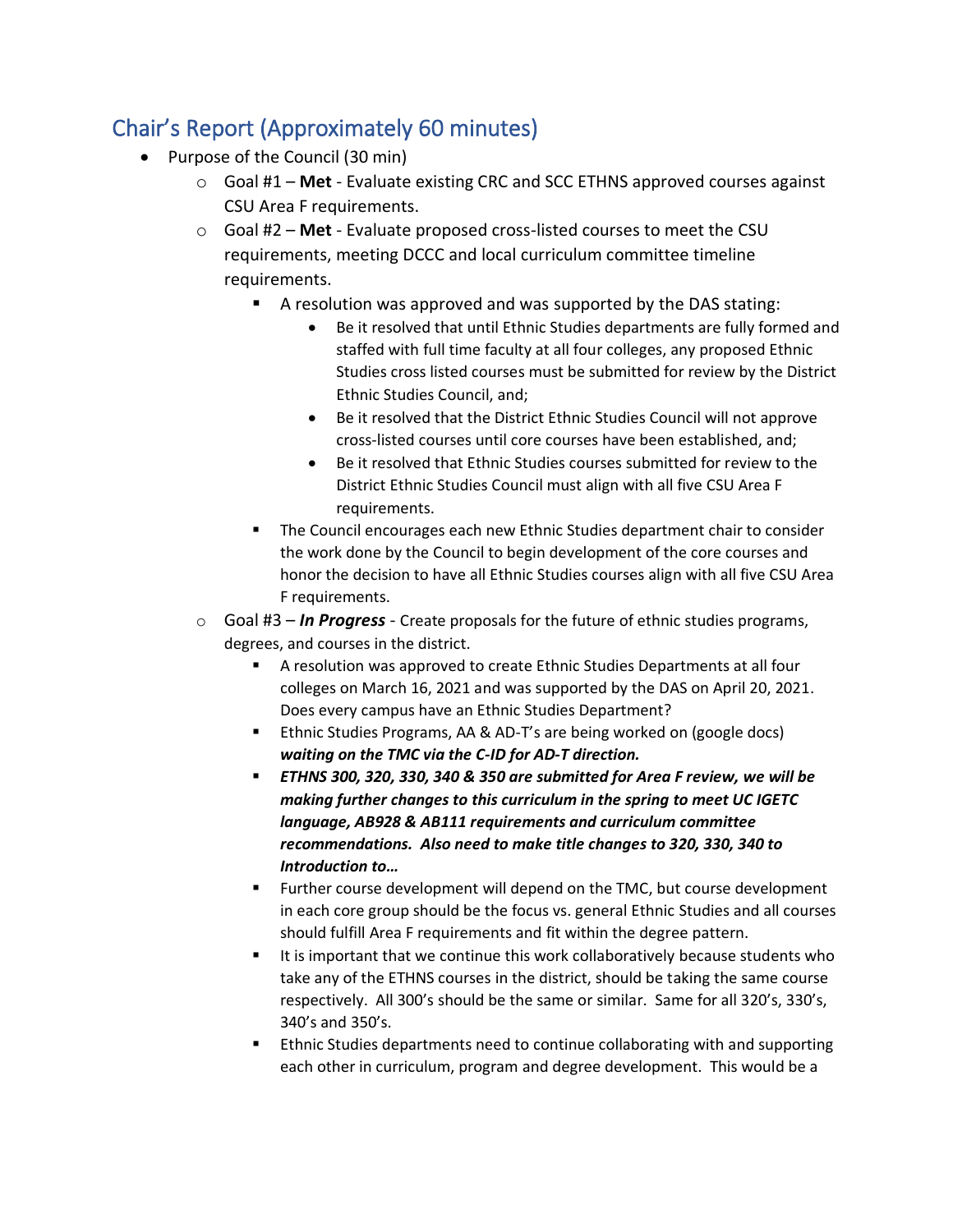## Chair's Report (Approximately 60 minutes)

- Purpose of the Council (30 min)
  - Goal #1 – **Met** - Evaluate existing CRC and SCC ETHNS approved courses against CSU Area F requirements.
  - Goal #2 – **Met** - Evaluate proposed cross-listed courses to meet the CSU requirements, meeting DCCC and local curriculum committee timeline requirements.
    - A resolution was approved and was supported by the DAS stating:
      - Be it resolved that until Ethnic Studies departments are fully formed and staffed with full time faculty at all four colleges, any proposed Ethnic Studies cross listed courses must be submitted for review by the District Ethnic Studies Council, and;
      - Be it resolved that the District Ethnic Studies Council will not approve cross-listed courses until core courses have been established, and;
      - Be it resolved that Ethnic Studies courses submitted for review to the District Ethnic Studies Council must align with all five CSU Area F requirements.
    - The Council encourages each new Ethnic Studies department chair to consider the work done by the Council to begin development of the core courses and honor the decision to have all Ethnic Studies courses align with all five CSU Area F requirements.
  - Goal #3 – ***In Progress*** - Create proposals for the future of ethnic studies programs, degrees, and courses in the district.
    - A resolution was approved to create Ethnic Studies Departments at all four colleges on March 16, 2021 and was supported by the DAS on April 20, 2021. Does every campus have an Ethnic Studies Department?
    - Ethnic Studies Programs, AA & AD-T's are being worked on (google docs) ***waiting on the TMC via the C-ID for AD-T direction.***
    - ***ETHNS 300, 320, 330, 340 & 350 are submitted for Area F review, we will be making further changes to this curriculum in the spring to meet UC IGETC language, AB928 & AB111 requirements and curriculum committee recommendations. Also need to make title changes to 320, 330, 340 to Introduction to…***
    - Further course development will depend on the TMC, but course development in each core group should be the focus vs. general Ethnic Studies and all courses should fulfill Area F requirements and fit within the degree pattern.
    - It is important that we continue this work collaboratively because students who take any of the ETHNS courses in the district, should be taking the same course respectively. All 300's should be the same or similar. Same for all 320's, 330's, 340's and 350's.
    - Ethnic Studies departments need to continue collaborating with and supporting each other in curriculum, program and degree development. This would be a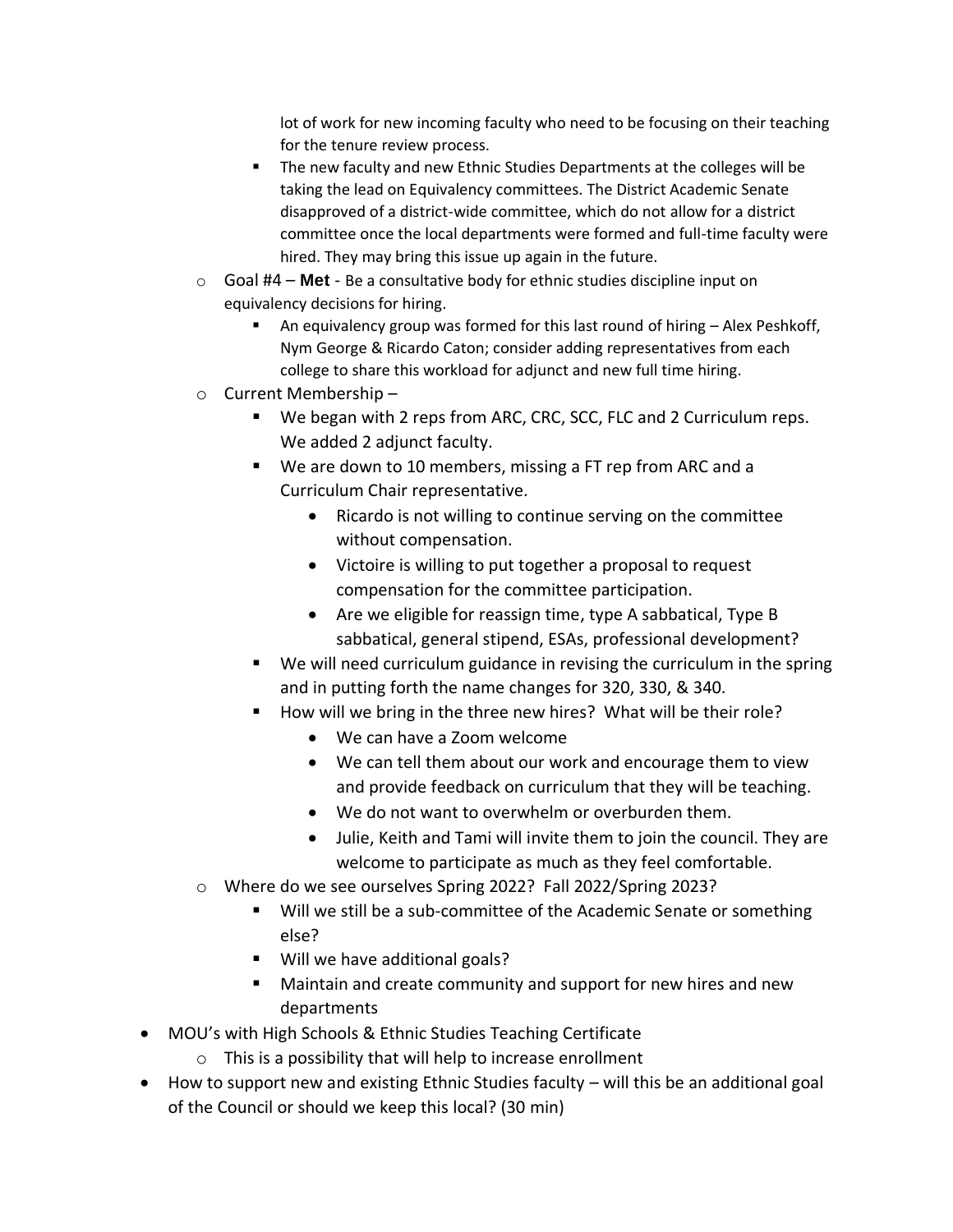lot of work for new incoming faculty who need to be focusing on their teaching for the tenure review process.
  - The new faculty and new Ethnic Studies Departments at the colleges will be taking the lead on Equivalency committees. The District Academic Senate disapproved of a district-wide committee, which do not allow for a district committee once the local departments were formed and full-time faculty were hired. They may bring this issue up again in the future.
- Goal #4 – **Met** - Be a consultative body for ethnic studies discipline input on equivalency decisions for hiring.
  - An equivalency group was formed for this last round of hiring – Alex Peshkoff, Nym George & Ricardo Caton; consider adding representatives from each college to share this workload for adjunct and new full time hiring.
- Current Membership –
  - We began with 2 reps from ARC, CRC, SCC, FLC and 2 Curriculum reps. We added 2 adjunct faculty.
  - We are down to 10 members, missing a FT rep from ARC and a Curriculum Chair representative.
    - Ricardo is not willing to continue serving on the committee without compensation.
    - Victoire is willing to put together a proposal to request compensation for the committee participation.
    - Are we eligible for reassign time, type A sabbatical, Type B sabbatical, general stipend, ESAs, professional development?
  - We will need curriculum guidance in revising the curriculum in the spring and in putting forth the name changes for 320, 330, & 340.
  - How will we bring in the three new hires? What will be their role?
    - We can have a Zoom welcome
    - We can tell them about our work and encourage them to view and provide feedback on curriculum that they will be teaching.
    - We do not want to overwhelm or overburden them.
    - Julie, Keith and Tami will invite them to join the council. They are welcome to participate as much as they feel comfortable.
- Where do we see ourselves Spring 2022? Fall 2022/Spring 2023?
  - Will we still be a sub-committee of the Academic Senate or something else?
  - Will we have additional goals?
  - Maintain and create community and support for new hires and new departments

- MOU's with High Schools & Ethnic Studies Teaching Certificate
  - This is a possibility that will help to increase enrollment
- How to support new and existing Ethnic Studies faculty – will this be an additional goal of the Council or should we keep this local? (30 min)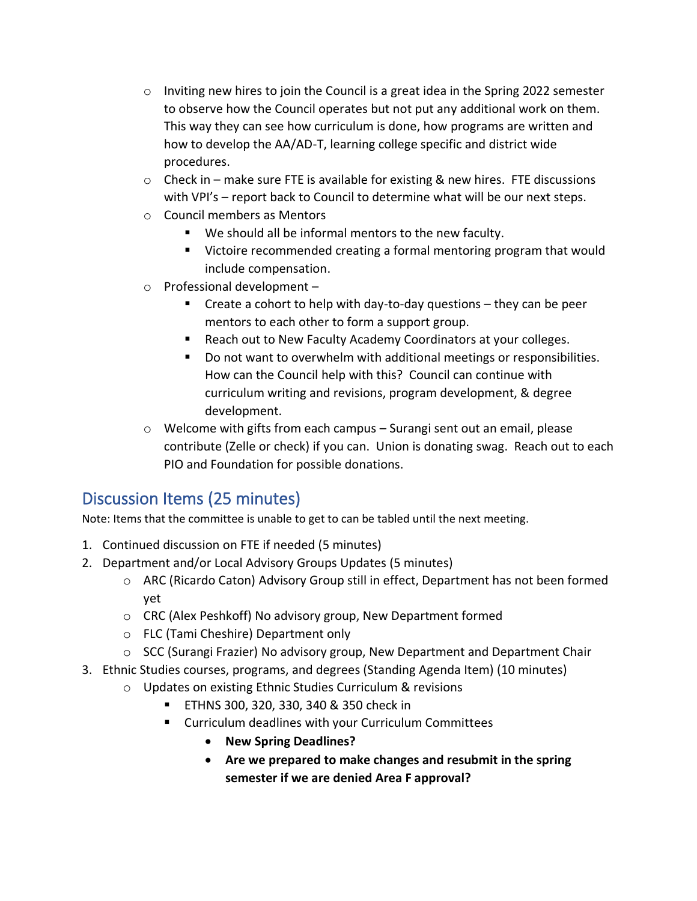- Inviting new hires to join the Council is a great idea in the Spring 2022 semester to observe how the Council operates but not put any additional work on them. This way they can see how curriculum is done, how programs are written and how to develop the AA/AD-T, learning college specific and district wide procedures.
- Check in – make sure FTE is available for existing & new hires. FTE discussions with VPI's – report back to Council to determine what will be our next steps.
- Council members as Mentors
  - We should all be informal mentors to the new faculty.
  - Victoire recommended creating a formal mentoring program that would include compensation.
- Professional development –
  - Create a cohort to help with day-to-day questions – they can be peer mentors to each other to form a support group.
  - Reach out to New Faculty Academy Coordinators at your colleges.
  - Do not want to overwhelm with additional meetings or responsibilities. How can the Council help with this? Council can continue with curriculum writing and revisions, program development, & degree development.
- Welcome with gifts from each campus – Surangi sent out an email, please contribute (Zelle or check) if you can. Union is donating swag. Reach out to each PIO and Foundation for possible donations.

## Discussion Items (25 minutes)

Note: Items that the committee is unable to get to can be tabled until the next meeting.

1. Continued discussion on FTE if needed (5 minutes)
2. Department and/or Local Advisory Groups Updates (5 minutes)
   - ARC (Ricardo Caton) Advisory Group still in effect, Department has not been formed yet
   - CRC (Alex Peshkoff) No advisory group, New Department formed
   - FLC (Tami Cheshire) Department only
   - SCC (Surangi Frazier) No advisory group, New Department and Department Chair
3. Ethnic Studies courses, programs, and degrees (Standing Agenda Item) (10 minutes)
   - Updates on existing Ethnic Studies Curriculum & revisions
     - ETHNS 300, 320, 330, 340 & 350 check in
     - Curriculum deadlines with your Curriculum Committees
       - **New Spring Deadlines?**
       - **Are we prepared to make changes and resubmit in the spring semester if we are denied Area F approval?**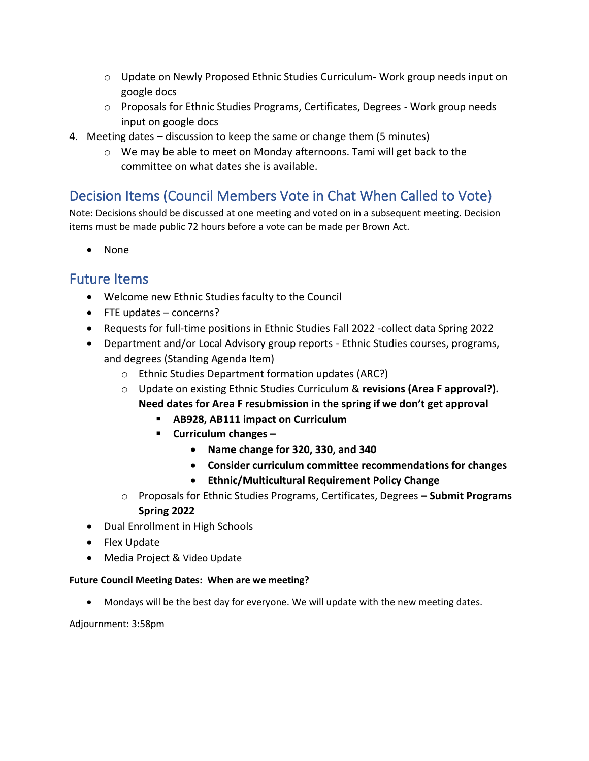- Update on Newly Proposed Ethnic Studies Curriculum- Work group needs input on google docs
    - Proposals for Ethnic Studies Programs, Certificates, Degrees - Work group needs input on google docs
4. Meeting dates – discussion to keep the same or change them (5 minutes)
    - We may be able to meet on Monday afternoons. Tami will get back to the committee on what dates she is available.

## Decision Items (Council Members Vote in Chat When Called to Vote)

Note: Decisions should be discussed at one meeting and voted on in a subsequent meeting. Decision items must be made public 72 hours before a vote can be made per Brown Act.

- None

## Future Items

- Welcome new Ethnic Studies faculty to the Council
- FTE updates – concerns?
- Requests for full-time positions in Ethnic Studies Fall 2022 -collect data Spring 2022
- Department and/or Local Advisory group reports - Ethnic Studies courses, programs, and degrees (Standing Agenda Item)
    - Ethnic Studies Department formation updates (ARC?)
    - Update on existing Ethnic Studies Curriculum & **revisions (Area F approval?). Need dates for Area F resubmission in the spring if we don't get approval**
        - **AB928, AB111 impact on Curriculum**
        - **Curriculum changes –**
            - **Name change for 320, 330, and 340**
            - **Consider curriculum committee recommendations for changes**
            - **Ethnic/Multicultural Requirement Policy Change**
    - Proposals for Ethnic Studies Programs, Certificates, Degrees **– Submit Programs Spring 2022**
- Dual Enrollment in High Schools
- Flex Update
- Media Project & Video Update

**Future Council Meeting Dates: When are we meeting?**

- Mondays will be the best day for everyone. We will update with the new meeting dates.

Adjournment: 3:58pm